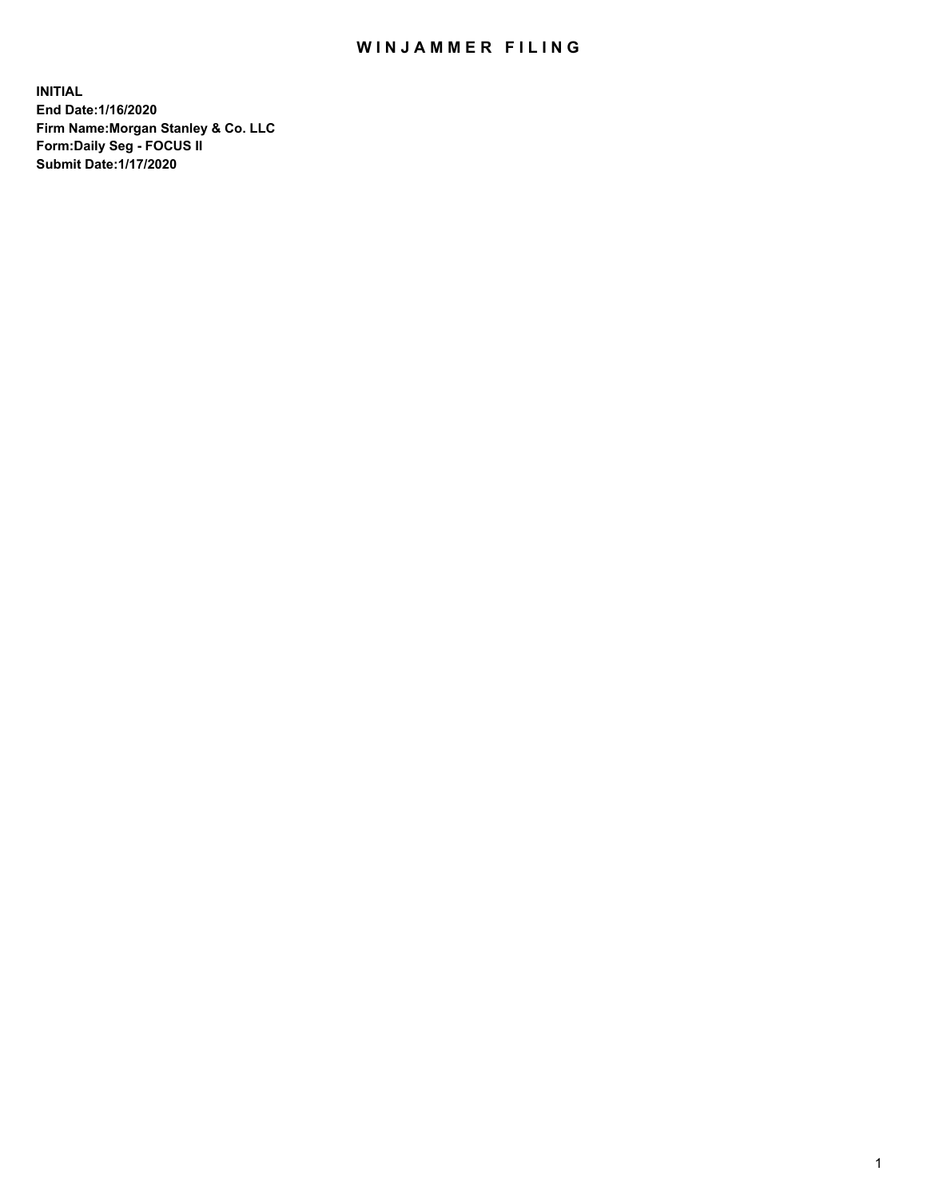# WINJAMMER FILING

**INITIAL**
**End Date:1/16/2020**
**Firm Name:Morgan Stanley & Co. LLC**
**Form:Daily Seg - FOCUS II**
**Submit Date:1/17/2020**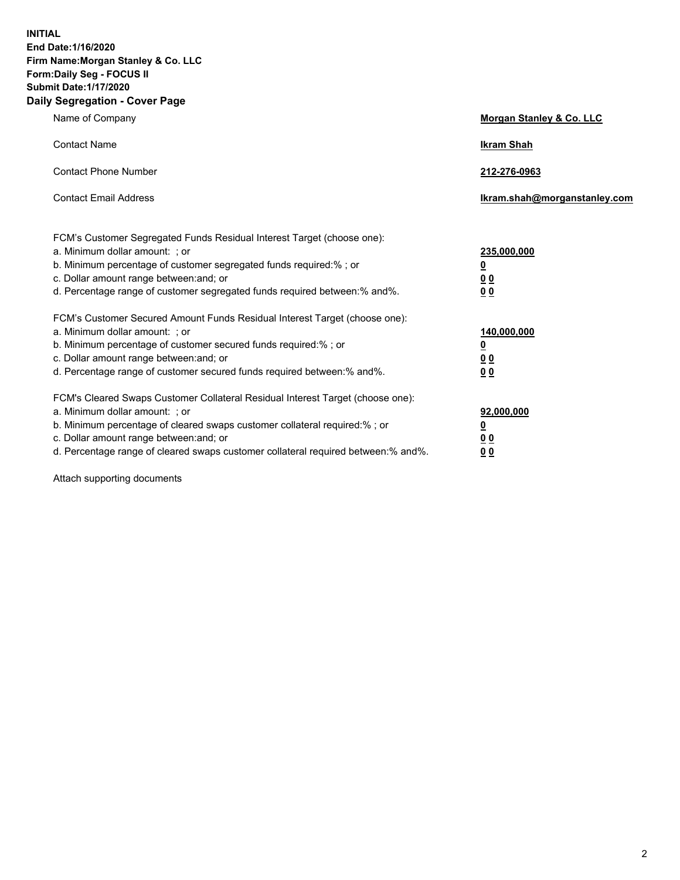**INITIAL**
**End Date:1/16/2020**
**Firm Name:Morgan Stanley & Co. LLC**
**Form:Daily Seg - FOCUS II**
**Submit Date:1/17/2020**

## Daily Segregation - Cover Page

| | |
|---|---|
| Name of Company | **Morgan Stanley & Co. LLC** |
| Contact Name | **Ikram Shah** |
| Contact Phone Number | **212-276-0963** |
| Contact Email Address | **Ikram.shah@morganstanley.com** |

| | |
|---|---|
| FCM's Customer Segregated Funds Residual Interest Target (choose one): | |
| a. Minimum dollar amount: ; or | **235,000,000** |
| b. Minimum percentage of customer segregated funds required:% ; or | **0** |
| c. Dollar amount range between:and; or | **0 0** |
| d. Percentage range of customer segregated funds required between:% and%. | **0 0** |
| FCM's Customer Secured Amount Funds Residual Interest Target (choose one): | |
| a. Minimum dollar amount: ; or | **140,000,000** |
| b. Minimum percentage of customer secured funds required:% ; or | **0** |
| c. Dollar amount range between:and; or | **0 0** |
| d. Percentage range of customer secured funds required between:% and%. | **0 0** |
| FCM's Cleared Swaps Customer Collateral Residual Interest Target (choose one): | |
| a. Minimum dollar amount: ; or | **92,000,000** |
| b. Minimum percentage of cleared swaps customer collateral required:% ; or | **0** |
| c. Dollar amount range between:and; or | **0 0** |
| d. Percentage range of cleared swaps customer collateral required between:% and%. | **0 0** |

Attach supporting documents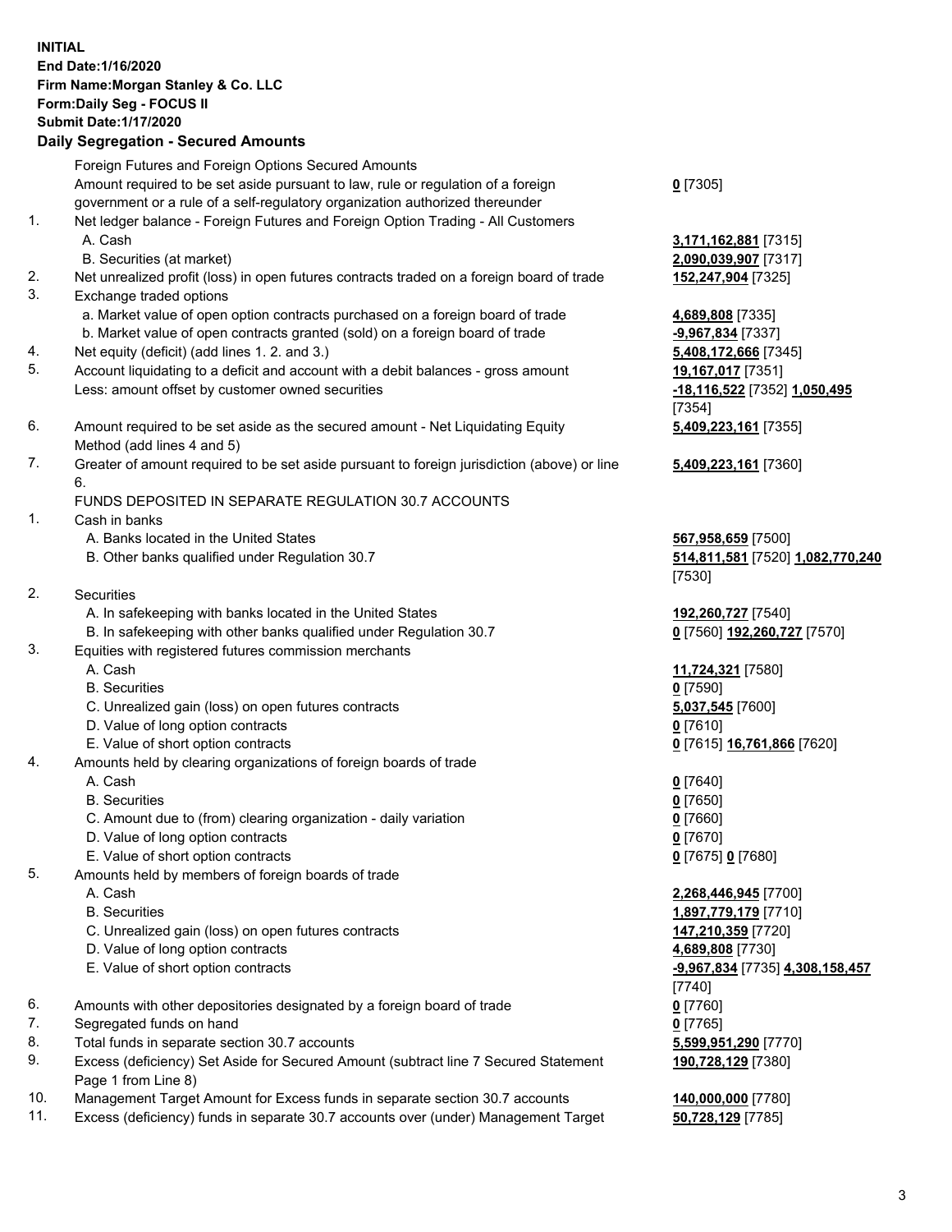**INITIAL**
**End Date:1/16/2020**
**Firm Name:Morgan Stanley & Co. LLC**
**Form:Daily Seg - FOCUS II**
**Submit Date:1/17/2020**

## Daily Segregation - Secured Amounts

| | | |
|---|---|---|
| | Foreign Futures and Foreign Options Secured Amounts | |
| | Amount required to be set aside pursuant to law, rule or regulation of a foreign government or a rule of a self-regulatory organization authorized thereunder | **0** [7305] |
| 1. | Net ledger balance - Foreign Futures and Foreign Option Trading - All Customers | |
| | A. Cash | **3,171,162,881** [7315] |
| | B. Securities (at market) | **2,090,039,907** [7317] |
| 2. | Net unrealized profit (loss) in open futures contracts traded on a foreign board of trade | **152,247,904** [7325] |
| 3. | Exchange traded options | |
| | a. Market value of open option contracts purchased on a foreign board of trade | **4,689,808** [7335] |
| | b. Market value of open contracts granted (sold) on a foreign board of trade | **-9,967,834** [7337] |
| 4. | Net equity (deficit) (add lines 1. 2. and 3.) | **5,408,172,666** [7345] |
| 5. | Account liquidating to a deficit and account with a debit balances - gross amount | **19,167,017** [7351] |
| | Less: amount offset by customer owned securities | **-18,116,522** [7352] **1,050,495** [7354] |
| 6. | Amount required to be set aside as the secured amount - Net Liquidating Equity Method (add lines 4 and 5) | **5,409,223,161** [7355] |
| 7. | Greater of amount required to be set aside pursuant to foreign jurisdiction (above) or line 6. | **5,409,223,161** [7360] |
| | FUNDS DEPOSITED IN SEPARATE REGULATION 30.7 ACCOUNTS | |
| 1. | Cash in banks | |
| | A. Banks located in the United States | **567,958,659** [7500] |
| | B. Other banks qualified under Regulation 30.7 | **514,811,581** [7520] **1,082,770,240** [7530] |
| 2. | Securities | |
| | A. In safekeeping with banks located in the United States | **192,260,727** [7540] |
| | B. In safekeeping with other banks qualified under Regulation 30.7 | **0** [7560] **192,260,727** [7570] |
| 3. | Equities with registered futures commission merchants | |
| | A. Cash | **11,724,321** [7580] |
| | B. Securities | **0** [7590] |
| | C. Unrealized gain (loss) on open futures contracts | **5,037,545** [7600] |
| | D. Value of long option contracts | **0** [7610] |
| | E. Value of short option contracts | **0** [7615] **16,761,866** [7620] |
| 4. | Amounts held by clearing organizations of foreign boards of trade | |
| | A. Cash | **0** [7640] |
| | B. Securities | **0** [7650] |
| | C. Amount due to (from) clearing organization - daily variation | **0** [7660] |
| | D. Value of long option contracts | **0** [7670] |
| | E. Value of short option contracts | **0** [7675] **0** [7680] |
| 5. | Amounts held by members of foreign boards of trade | |
| | A. Cash | **2,268,446,945** [7700] |
| | B. Securities | **1,897,779,179** [7710] |
| | C. Unrealized gain (loss) on open futures contracts | **147,210,359** [7720] |
| | D. Value of long option contracts | **4,689,808** [7730] |
| | E. Value of short option contracts | **-9,967,834** [7735] **4,308,158,457** [7740] |
| 6. | Amounts with other depositories designated by a foreign board of trade | **0** [7760] |
| 7. | Segregated funds on hand | **0** [7765] |
| 8. | Total funds in separate section 30.7 accounts | **5,599,951,290** [7770] |
| 9. | Excess (deficiency) Set Aside for Secured Amount (subtract line 7 Secured Statement Page 1 from Line 8) | **190,728,129** [7380] |
| 10. | Management Target Amount for Excess funds in separate section 30.7 accounts | **140,000,000** [7780] |
| 11. | Excess (deficiency) funds in separate 30.7 accounts over (under) Management Target | **50,728,129** [7785] |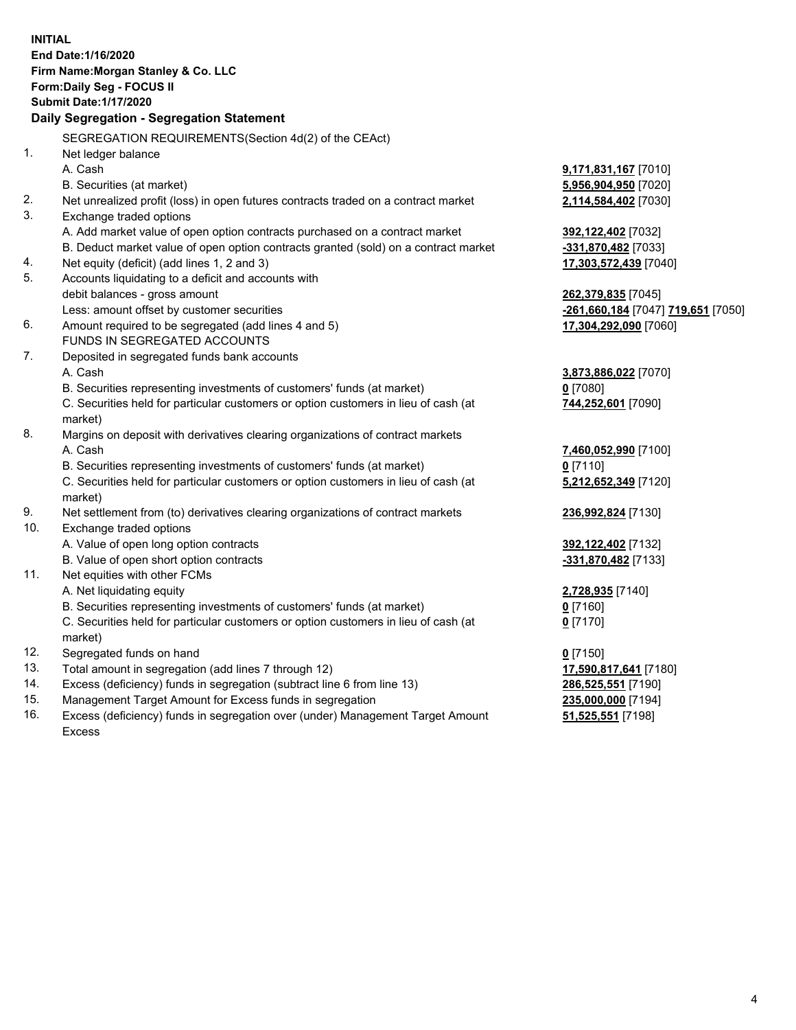**INITIAL**
**End Date:1/16/2020**
**Firm Name:Morgan Stanley & Co. LLC**
**Form:Daily Seg - FOCUS II**
**Submit Date:1/17/2020**

## Daily Segregation - Segregation Statement

SEGREGATION REQUIREMENTS(Section 4d(2) of the CEAct)

| | | |
|---|---|---|
| 1. | Net ledger balance | |
| | A. Cash | 9,171,831,167 [7010] |
| | B. Securities (at market) | 5,956,904,950 [7020] |
| 2. | Net unrealized profit (loss) in open futures contracts traded on a contract market | 2,114,584,402 [7030] |
| 3. | Exchange traded options | |
| | A. Add market value of open option contracts purchased on a contract market | 392,122,402 [7032] |
| | B. Deduct market value of open option contracts granted (sold) on a contract market | -331,870,482 [7033] |
| 4. | Net equity (deficit) (add lines 1, 2 and 3) | 17,303,572,439 [7040] |
| 5. | Accounts liquidating to a deficit and accounts with debit balances - gross amount | 262,379,835 [7045] |
| | Less: amount offset by customer securities | -261,660,184 [7047] 719,651 [7050] |
| 6. | Amount required to be segregated (add lines 4 and 5) | 17,304,292,090 [7060] |
| | FUNDS IN SEGREGATED ACCOUNTS | |
| 7. | Deposited in segregated funds bank accounts | |
| | A. Cash | 3,873,886,022 [7070] |
| | B. Securities representing investments of customers' funds (at market) | 0 [7080] |
| | C. Securities held for particular customers or option customers in lieu of cash (at market) | 744,252,601 [7090] |
| 8. | Margins on deposit with derivatives clearing organizations of contract markets | |
| | A. Cash | 7,460,052,990 [7100] |
| | B. Securities representing investments of customers' funds (at market) | 0 [7110] |
| | C. Securities held for particular customers or option customers in lieu of cash (at market) | 5,212,652,349 [7120] |
| 9. | Net settlement from (to) derivatives clearing organizations of contract markets | 236,992,824 [7130] |
| 10. | Exchange traded options | |
| | A. Value of open long option contracts | 392,122,402 [7132] |
| | B. Value of open short option contracts | -331,870,482 [7133] |
| 11. | Net equities with other FCMs | |
| | A. Net liquidating equity | 2,728,935 [7140] |
| | B. Securities representing investments of customers' funds (at market) | 0 [7160] |
| | C. Securities held for particular customers or option customers in lieu of cash (at market) | 0 [7170] |
| 12. | Segregated funds on hand | 0 [7150] |
| 13. | Total amount in segregation (add lines 7 through 12) | 17,590,817,641 [7180] |
| 14. | Excess (deficiency) funds in segregation (subtract line 6 from line 13) | 286,525,551 [7190] |
| 15. | Management Target Amount for Excess funds in segregation | 235,000,000 [7194] |
| 16. | Excess (deficiency) funds in segregation over (under) Management Target Amount Excess | 51,525,551 [7198] |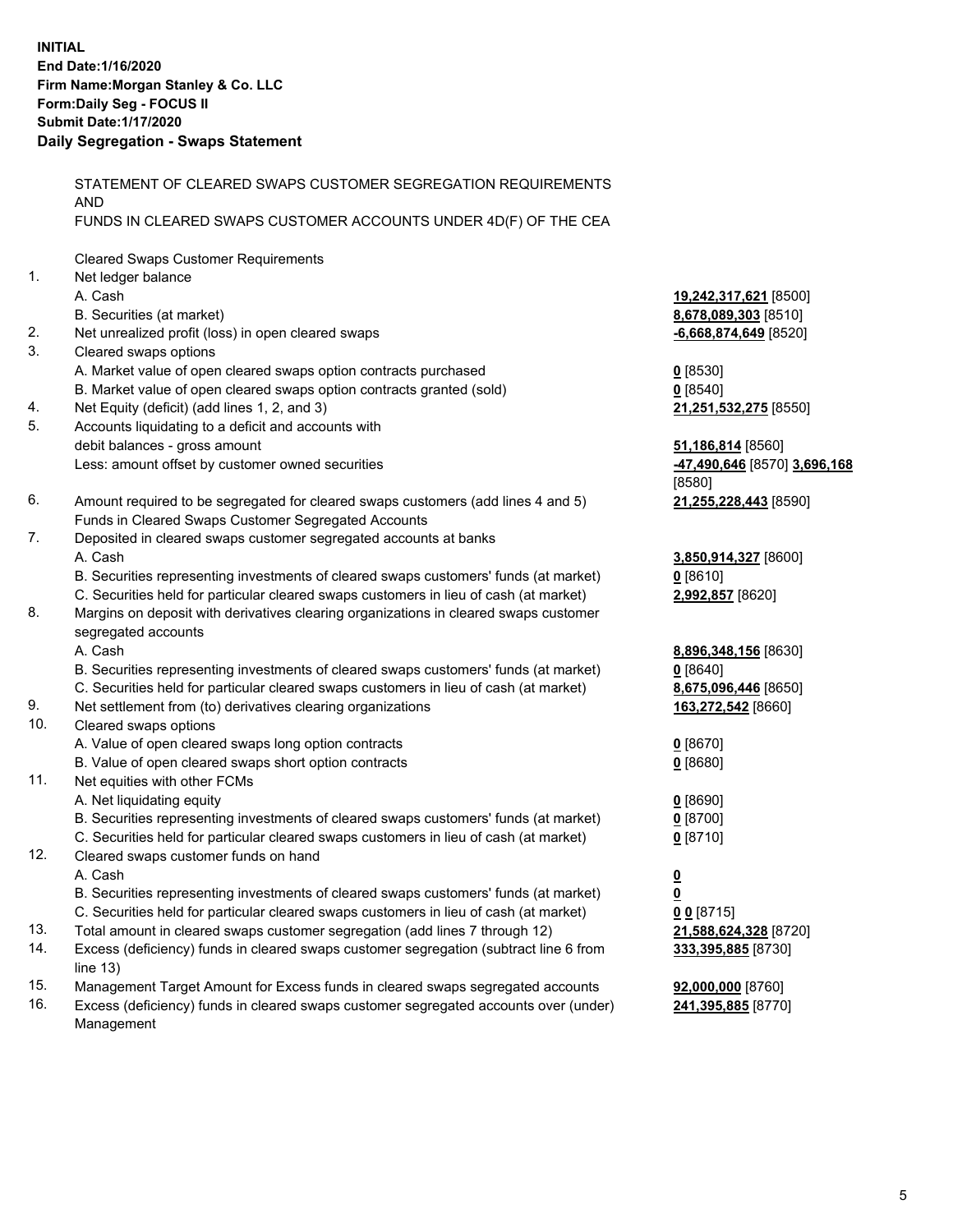**INITIAL**
**End Date:1/16/2020**
**Firm Name:Morgan Stanley & Co. LLC**
**Form:Daily Seg - FOCUS II**
**Submit Date:1/17/2020**
**Daily Segregation - Swaps Statement**

STATEMENT OF CLEARED SWAPS CUSTOMER SEGREGATION REQUIREMENTS AND FUNDS IN CLEARED SWAPS CUSTOMER ACCOUNTS UNDER 4D(F) OF THE CEA

| | | |
|---|---|---|
| | Cleared Swaps Customer Requirements | |
| 1. | Net ledger balance | |
| | A. Cash | **19,242,317,621** [8500] |
| | B. Securities (at market) | **8,678,089,303** [8510] |
| 2. | Net unrealized profit (loss) in open cleared swaps | **-6,668,874,649** [8520] |
| 3. | Cleared swaps options | |
| | A. Market value of open cleared swaps option contracts purchased | **0** [8530] |
| | B. Market value of open cleared swaps option contracts granted (sold) | **0** [8540] |
| 4. | Net Equity (deficit) (add lines 1, 2, and 3) | **21,251,532,275** [8550] |
| 5. | Accounts liquidating to a deficit and accounts with debit balances - gross amount | **51,186,814** [8560] |
| | Less: amount offset by customer owned securities | **-47,490,646** [8570] **3,696,168** [8580] |
| 6. | Amount required to be segregated for cleared swaps customers (add lines 4 and 5) | **21,255,228,443** [8590] |
| | Funds in Cleared Swaps Customer Segregated Accounts | |
| 7. | Deposited in cleared swaps customer segregated accounts at banks | |
| | A. Cash | **3,850,914,327** [8600] |
| | B. Securities representing investments of cleared swaps customers' funds (at market) | **0** [8610] |
| | C. Securities held for particular cleared swaps customers in lieu of cash (at market) | **2,992,857** [8620] |
| 8. | Margins on deposit with derivatives clearing organizations in cleared swaps customer segregated accounts | |
| | A. Cash | **8,896,348,156** [8630] |
| | B. Securities representing investments of cleared swaps customers' funds (at market) | **0** [8640] |
| | C. Securities held for particular cleared swaps customers in lieu of cash (at market) | **8,675,096,446** [8650] |
| 9. | Net settlement from (to) derivatives clearing organizations | **163,272,542** [8660] |
| 10. | Cleared swaps options | |
| | A. Value of open cleared swaps long option contracts | **0** [8670] |
| | B. Value of open cleared swaps short option contracts | **0** [8680] |
| 11. | Net equities with other FCMs | |
| | A. Net liquidating equity | **0** [8690] |
| | B. Securities representing investments of cleared swaps customers' funds (at market) | **0** [8700] |
| | C. Securities held for particular cleared swaps customers in lieu of cash (at market) | **0** [8710] |
| 12. | Cleared swaps customer funds on hand | |
| | A. Cash | **0** |
| | B. Securities representing investments of cleared swaps customers' funds (at market) | **0** |
| | C. Securities held for particular cleared swaps customers in lieu of cash (at market) | **0** **0** [8715] |
| 13. | Total amount in cleared swaps customer segregation (add lines 7 through 12) | **21,588,624,328** [8720] |
| 14. | Excess (deficiency) funds in cleared swaps customer segregation (subtract line 6 from line 13) | **333,395,885** [8730] |
| 15. | Management Target Amount for Excess funds in cleared swaps segregated accounts | **92,000,000** [8760] |
| 16. | Excess (deficiency) funds in cleared swaps customer segregated accounts over (under) Management | **241,395,885** [8770] |